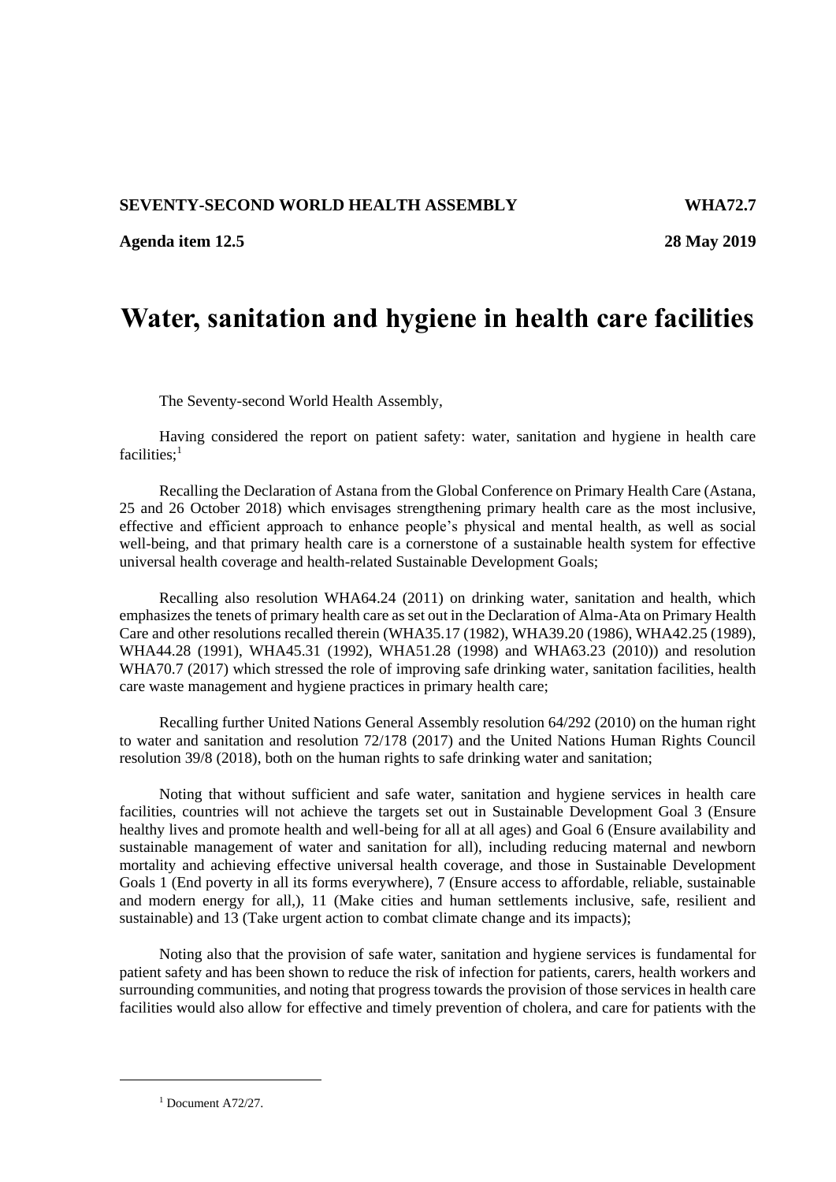**SEVENTY-SECOND WORLD HEALTH ASSEMBLY** **WHA72.7**

**Agenda item 12.5** **28 May 2019**

# Water, sanitation and hygiene in health care facilities

The Seventy-second World Health Assembly,

Having considered the report on patient safety: water, sanitation and hygiene in health care facilities;[1]

Recalling the Declaration of Astana from the Global Conference on Primary Health Care (Astana, 25 and 26 October 2018) which envisages strengthening primary health care as the most inclusive, effective and efficient approach to enhance people's physical and mental health, as well as social well-being, and that primary health care is a cornerstone of a sustainable health system for effective universal health coverage and health-related Sustainable Development Goals;

Recalling also resolution WHA64.24 (2011) on drinking water, sanitation and health, which emphasizes the tenets of primary health care as set out in the Declaration of Alma-Ata on Primary Health Care and other resolutions recalled therein (WHA35.17 (1982), WHA39.20 (1986), WHA42.25 (1989), WHA44.28 (1991), WHA45.31 (1992), WHA51.28 (1998) and WHA63.23 (2010)) and resolution WHA70.7 (2017) which stressed the role of improving safe drinking water, sanitation facilities, health care waste management and hygiene practices in primary health care;

Recalling further United Nations General Assembly resolution 64/292 (2010) on the human right to water and sanitation and resolution 72/178 (2017) and the United Nations Human Rights Council resolution 39/8 (2018), both on the human rights to safe drinking water and sanitation;

Noting that without sufficient and safe water, sanitation and hygiene services in health care facilities, countries will not achieve the targets set out in Sustainable Development Goal 3 (Ensure healthy lives and promote health and well-being for all at all ages) and Goal 6 (Ensure availability and sustainable management of water and sanitation for all), including reducing maternal and newborn mortality and achieving effective universal health coverage, and those in Sustainable Development Goals 1 (End poverty in all its forms everywhere), 7 (Ensure access to affordable, reliable, sustainable and modern energy for all,), 11 (Make cities and human settlements inclusive, safe, resilient and sustainable) and 13 (Take urgent action to combat climate change and its impacts);

Noting also that the provision of safe water, sanitation and hygiene services is fundamental for patient safety and has been shown to reduce the risk of infection for patients, carers, health workers and surrounding communities, and noting that progress towards the provision of those services in health care facilities would also allow for effective and timely prevention of cholera, and care for patients with the

[1] Document A72/27.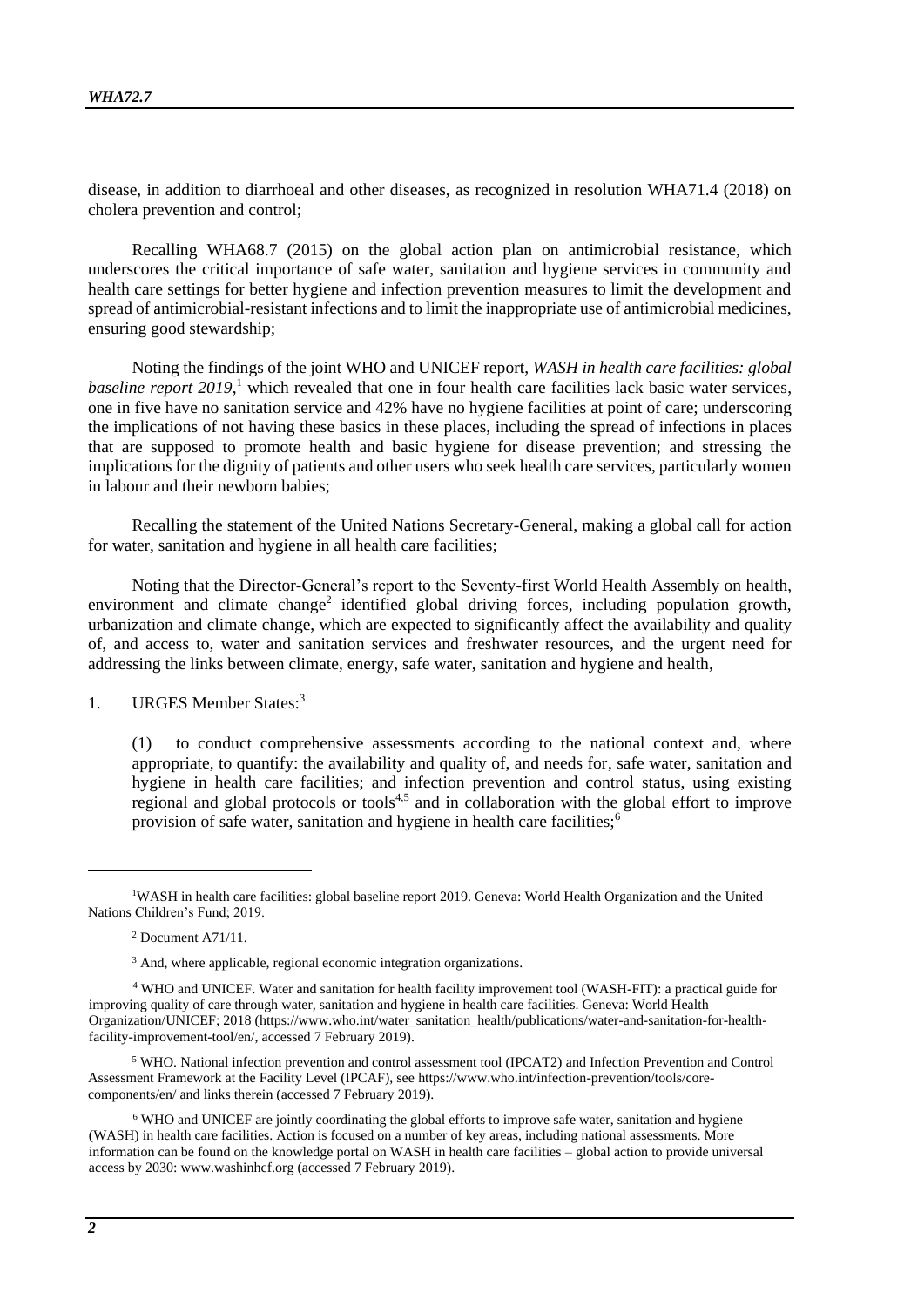disease, in addition to diarrhoeal and other diseases, as recognized in resolution WHA71.4 (2018) on cholera prevention and control;

Recalling WHA68.7 (2015) on the global action plan on antimicrobial resistance, which underscores the critical importance of safe water, sanitation and hygiene services in community and health care settings for better hygiene and infection prevention measures to limit the development and spread of antimicrobial-resistant infections and to limit the inappropriate use of antimicrobial medicines, ensuring good stewardship;

Noting the findings of the joint WHO and UNICEF report, *WASH in health care facilities: global baseline report 2019*,[1] which revealed that one in four health care facilities lack basic water services, one in five have no sanitation service and 42% have no hygiene facilities at point of care; underscoring the implications of not having these basics in these places, including the spread of infections in places that are supposed to promote health and basic hygiene for disease prevention; and stressing the implications for the dignity of patients and other users who seek health care services, particularly women in labour and their newborn babies;

Recalling the statement of the United Nations Secretary-General, making a global call for action for water, sanitation and hygiene in all health care facilities;

Noting that the Director-General's report to the Seventy-first World Health Assembly on health, environment and climate change[2] identified global driving forces, including population growth, urbanization and climate change, which are expected to significantly affect the availability and quality of, and access to, water and sanitation services and freshwater resources, and the urgent need for addressing the links between climate, energy, safe water, sanitation and hygiene and health,

1. URGES Member States:[3]

(1) to conduct comprehensive assessments according to the national context and, where appropriate, to quantify: the availability and quality of, and needs for, safe water, sanitation and hygiene in health care facilities; and infection prevention and control status, using existing regional and global protocols or tools[4,5] and in collaboration with the global effort to improve provision of safe water, sanitation and hygiene in health care facilities;[6]

---

[1] WASH in health care facilities: global baseline report 2019. Geneva: World Health Organization and the United Nations Children's Fund; 2019.

[2] Document A71/11.

[3] And, where applicable, regional economic integration organizations.

[4] WHO and UNICEF. Water and sanitation for health facility improvement tool (WASH-FIT): a practical guide for improving quality of care through water, sanitation and hygiene in health care facilities. Geneva: World Health Organization/UNICEF; 2018 (https://www.who.int/water_sanitation_health/publications/water-and-sanitation-for-health-facility-improvement-tool/en/, accessed 7 February 2019).

[5] WHO. National infection prevention and control assessment tool (IPCAT2) and Infection Prevention and Control Assessment Framework at the Facility Level (IPCAF), see https://www.who.int/infection-prevention/tools/core-components/en/ and links therein (accessed 7 February 2019).

[6] WHO and UNICEF are jointly coordinating the global efforts to improve safe water, sanitation and hygiene (WASH) in health care facilities. Action is focused on a number of key areas, including national assessments. More information can be found on the knowledge portal on WASH in health care facilities – global action to provide universal access by 2030: www.washinhcf.org (accessed 7 February 2019).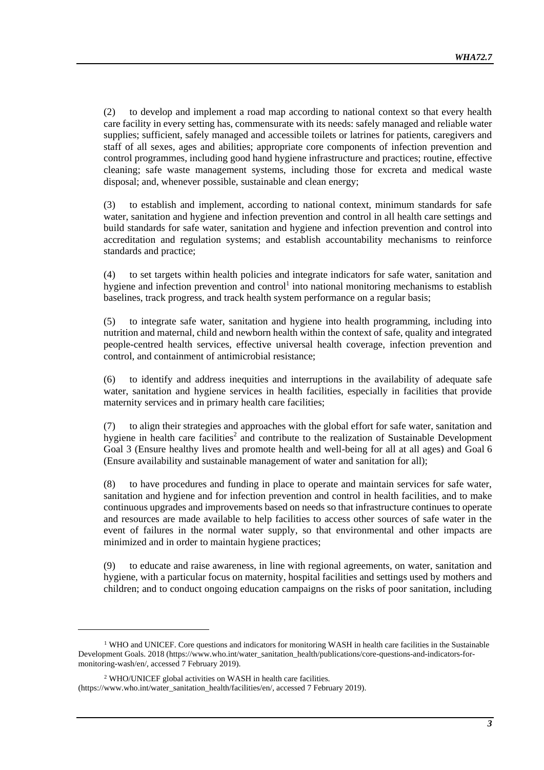(2) to develop and implement a road map according to national context so that every health care facility in every setting has, commensurate with its needs: safely managed and reliable water supplies; sufficient, safely managed and accessible toilets or latrines for patients, caregivers and staff of all sexes, ages and abilities; appropriate core components of infection prevention and control programmes, including good hand hygiene infrastructure and practices; routine, effective cleaning; safe waste management systems, including those for excreta and medical waste disposal; and, whenever possible, sustainable and clean energy;

(3) to establish and implement, according to national context, minimum standards for safe water, sanitation and hygiene and infection prevention and control in all health care settings and build standards for safe water, sanitation and hygiene and infection prevention and control into accreditation and regulation systems; and establish accountability mechanisms to reinforce standards and practice;

(4) to set targets within health policies and integrate indicators for safe water, sanitation and hygiene and infection prevention and control[1] into national monitoring mechanisms to establish baselines, track progress, and track health system performance on a regular basis;

(5) to integrate safe water, sanitation and hygiene into health programming, including into nutrition and maternal, child and newborn health within the context of safe, quality and integrated people-centred health services, effective universal health coverage, infection prevention and control, and containment of antimicrobial resistance;

(6) to identify and address inequities and interruptions in the availability of adequate safe water, sanitation and hygiene services in health facilities, especially in facilities that provide maternity services and in primary health care facilities;

(7) to align their strategies and approaches with the global effort for safe water, sanitation and hygiene in health care facilities[2] and contribute to the realization of Sustainable Development Goal 3 (Ensure healthy lives and promote health and well-being for all at all ages) and Goal 6 (Ensure availability and sustainable management of water and sanitation for all);

(8) to have procedures and funding in place to operate and maintain services for safe water, sanitation and hygiene and for infection prevention and control in health facilities, and to make continuous upgrades and improvements based on needs so that infrastructure continues to operate and resources are made available to help facilities to access other sources of safe water in the event of failures in the normal water supply, so that environmental and other impacts are minimized and in order to maintain hygiene practices;

(9) to educate and raise awareness, in line with regional agreements, on water, sanitation and hygiene, with a particular focus on maternity, hospital facilities and settings used by mothers and children; and to conduct ongoing education campaigns on the risks of poor sanitation, including

---

[1] WHO and UNICEF. Core questions and indicators for monitoring WASH in health care facilities in the Sustainable Development Goals. 2018 (https://www.who.int/water_sanitation_health/publications/core-questions-and-indicators-for-monitoring-wash/en/, accessed 7 February 2019).

[2] WHO/UNICEF global activities on WASH in health care facilities. (https://www.who.int/water_sanitation_health/facilities/en/, accessed 7 February 2019).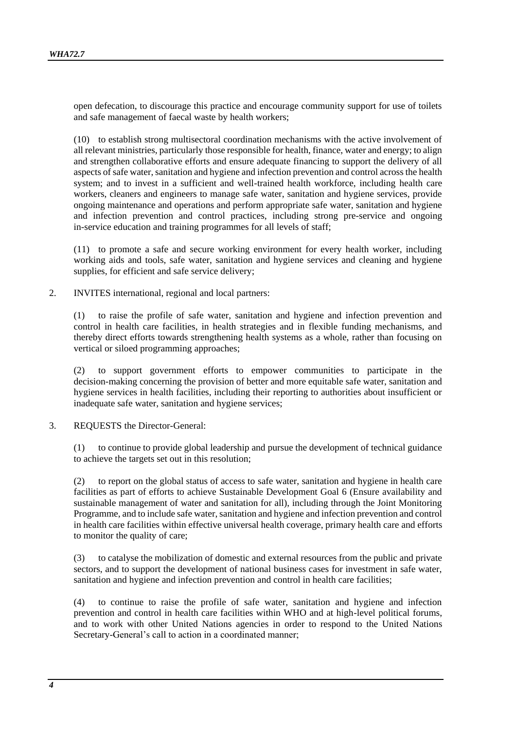open defecation, to discourage this practice and encourage community support for use of toilets and safe management of faecal waste by health workers;

(10) to establish strong multisectoral coordination mechanisms with the active involvement of all relevant ministries, particularly those responsible for health, finance, water and energy; to align and strengthen collaborative efforts and ensure adequate financing to support the delivery of all aspects of safe water, sanitation and hygiene and infection prevention and control across the health system; and to invest in a sufficient and well-trained health workforce, including health care workers, cleaners and engineers to manage safe water, sanitation and hygiene services, provide ongoing maintenance and operations and perform appropriate safe water, sanitation and hygiene and infection prevention and control practices, including strong pre-service and ongoing in-service education and training programmes for all levels of staff;

(11) to promote a safe and secure working environment for every health worker, including working aids and tools, safe water, sanitation and hygiene services and cleaning and hygiene supplies, for efficient and safe service delivery;

2. INVITES international, regional and local partners:

(1) to raise the profile of safe water, sanitation and hygiene and infection prevention and control in health care facilities, in health strategies and in flexible funding mechanisms, and thereby direct efforts towards strengthening health systems as a whole, rather than focusing on vertical or siloed programming approaches;

(2) to support government efforts to empower communities to participate in the decision-making concerning the provision of better and more equitable safe water, sanitation and hygiene services in health facilities, including their reporting to authorities about insufficient or inadequate safe water, sanitation and hygiene services;

3. REQUESTS the Director-General:

(1) to continue to provide global leadership and pursue the development of technical guidance to achieve the targets set out in this resolution;

(2) to report on the global status of access to safe water, sanitation and hygiene in health care facilities as part of efforts to achieve Sustainable Development Goal 6 (Ensure availability and sustainable management of water and sanitation for all), including through the Joint Monitoring Programme, and to include safe water, sanitation and hygiene and infection prevention and control in health care facilities within effective universal health coverage, primary health care and efforts to monitor the quality of care;

(3) to catalyse the mobilization of domestic and external resources from the public and private sectors, and to support the development of national business cases for investment in safe water, sanitation and hygiene and infection prevention and control in health care facilities;

(4) to continue to raise the profile of safe water, sanitation and hygiene and infection prevention and control in health care facilities within WHO and at high-level political forums, and to work with other United Nations agencies in order to respond to the United Nations Secretary-General's call to action in a coordinated manner;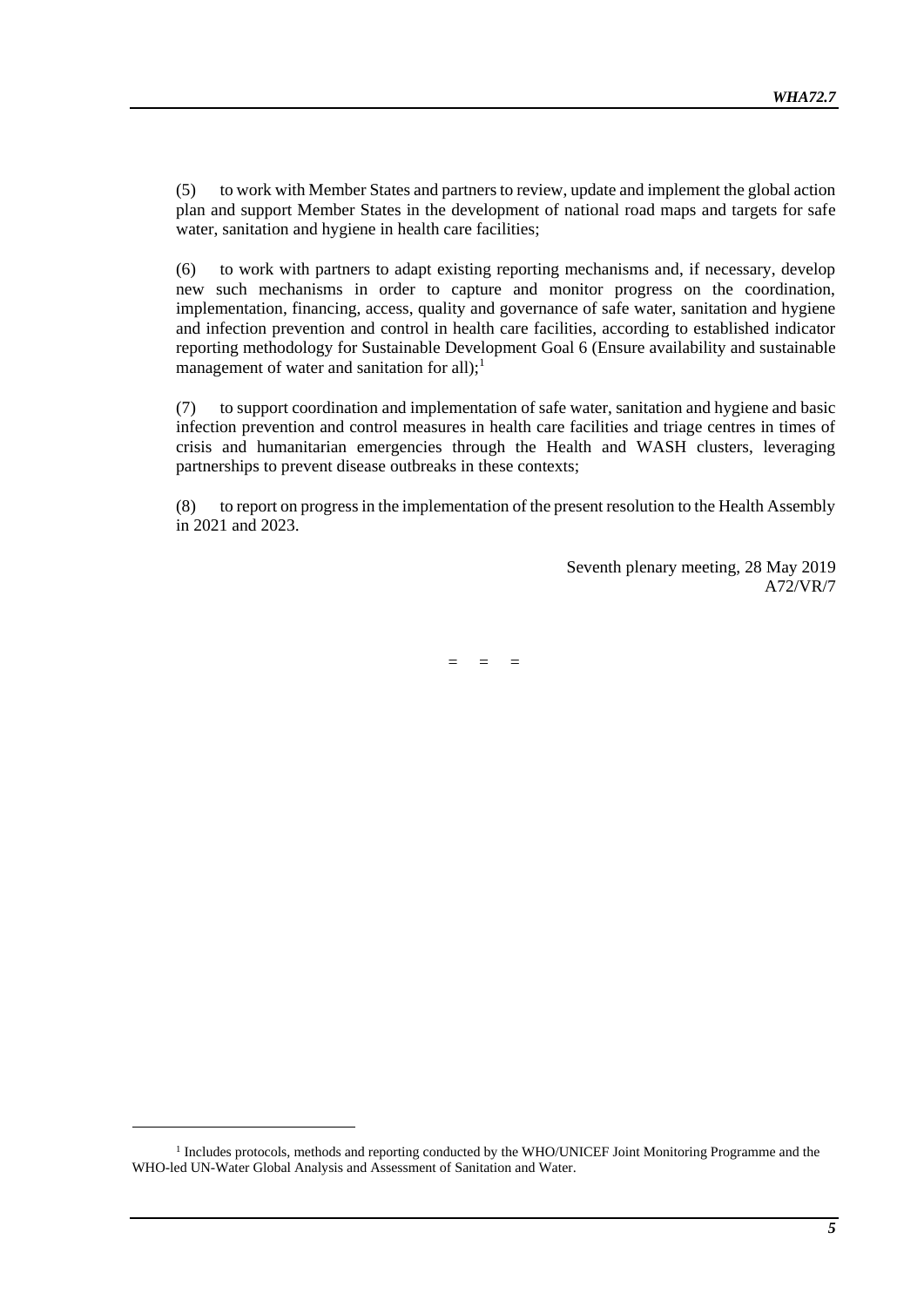(5) to work with Member States and partners to review, update and implement the global action plan and support Member States in the development of national road maps and targets for safe water, sanitation and hygiene in health care facilities;

(6) to work with partners to adapt existing reporting mechanisms and, if necessary, develop new such mechanisms in order to capture and monitor progress on the coordination, implementation, financing, access, quality and governance of safe water, sanitation and hygiene and infection prevention and control in health care facilities, according to established indicator reporting methodology for Sustainable Development Goal 6 (Ensure availability and sustainable management of water and sanitation for all);[1]

(7) to support coordination and implementation of safe water, sanitation and hygiene and basic infection prevention and control measures in health care facilities and triage centres in times of crisis and humanitarian emergencies through the Health and WASH clusters, leveraging partnerships to prevent disease outbreaks in these contexts;

(8) to report on progress in the implementation of the present resolution to the Health Assembly in 2021 and 2023.

Seventh plenary meeting, 28 May 2019
A72/VR/7

= = =

[1] Includes protocols, methods and reporting conducted by the WHO/UNICEF Joint Monitoring Programme and the WHO-led UN-Water Global Analysis and Assessment of Sanitation and Water.